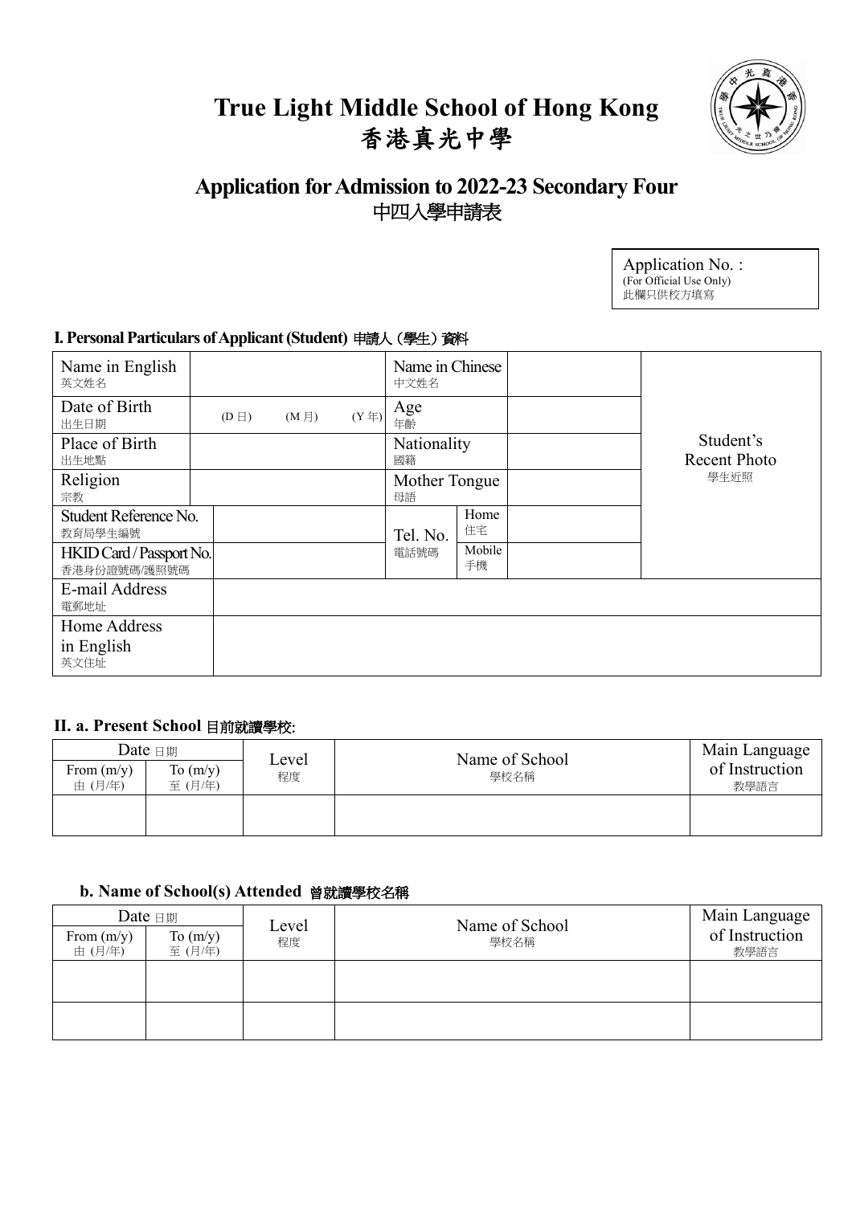# True Light Middle School of Hong Kong
# 香港真光中學

## Application for Admission to 2022-23 Secondary Four
## 中四入學申請表

| Application No. : (For Official Use Only) 此欄只供校方填寫 |
|---|

### I. Personal Particulars of Applicant (Student) 申請人（學生）資料

| Name in English 英文姓名 | | Name in Chinese 中文姓名 | | | Student's Recent Photo 學生近照 |
|---|---|---|---|---|---|
| Date of Birth 出生日期 | (D 日) (M 月) (Y 年) | Age 年齡 | | | |
| Place of Birth 出生地點 | | Nationality 國籍 | | | |
| Religion 宗教 | | Mother Tongue 母語 | | | |
| Student Reference No. 教育局學生編號 | | Tel. No. 電話號碼 | Home 住宅 | | |
| HKID Card / Passport No. 香港身份證號碼/護照號碼 | | | Mobile 手機 | | |
| E-mail Address 電郵地址 | | | | | |
| Home Address in English 英文住址 | | | | | |

### II. a. Present School 目前就讀學校:

| Date 日期 | | Level 程度 | Name of School 學校名稱 | Main Language of Instruction 教學語言 |
|---|---|---|---|---|
| From (m/y) 由 (月/年) | To (m/y) 至 (月/年) | | | |
| | | | | |

### b. Name of School(s) Attended 曾就讀學校名稱

| Date 日期 | | Level 程度 | Name of School 學校名稱 | Main Language of Instruction 教學語言 |
|---|---|---|---|---|
| From (m/y) 由 (月/年) | To (m/y) 至 (月/年) | | | |
| | | | | |
| | | | | |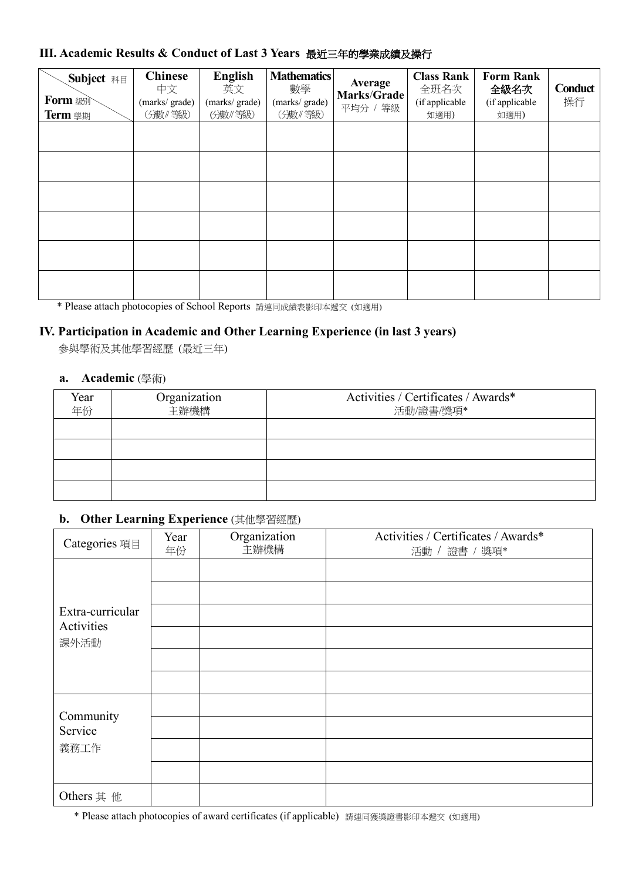### III. Academic Results & Conduct of Last 3 Years 最近三年的學業成績及操行

| Subject 科目 / Form 級別 / Term 學期 | Chinese 中文 (marks/ grade) (分數/等級) | English 英文 (marks/ grade) (分數/等級) | Mathematics 數學 (marks/ grade) (分數/等級) | Average Marks/Grade 平均分 / 等級 | Class Rank 全班名次 (if applicable 如適用) | Form Rank 全級名次 (if applicable 如適用) | Conduct 操行 |
|---|---|---|---|---|---|---|---|
| | | | | | | | |
| | | | | | | | |
| | | | | | | | |
| | | | | | | | |
| | | | | | | | |
| | | | | | | | |

* Please attach photocopies of School Reports 請連同成績表影印本遞交 (如適用)

### IV. Participation in Academic and Other Learning Experience (in last 3 years)

參與學術及其他學習經歷 (最近三年)

#### a. Academic (學術)

| Year 年份 | Organization 主辦機構 | Activities / Certificates / Awards* 活動/證書/獎項* |
|---|---|---|
| | | |
| | | |
| | | |
| | | |

#### b. Other Learning Experience (其他學習經歷)

| Categories 項目 | Year 年份 | Organization 主辦機構 | Activities / Certificates / Awards* 活動 / 證書 / 獎項* |
|---|---|---|---|
| Extra-curricular Activities 課外活動 | | | |
| | | | |
| | | | |
| | | | |
| | | | |
| | | | |
| Community Service 義務工作 | | | |
| | | | |
| | | | |
| | | | |
| Others 其 他 | | | |

* Please attach photocopies of award certificates (if applicable) 請連同獲獎證書影印本遞交 (如適用)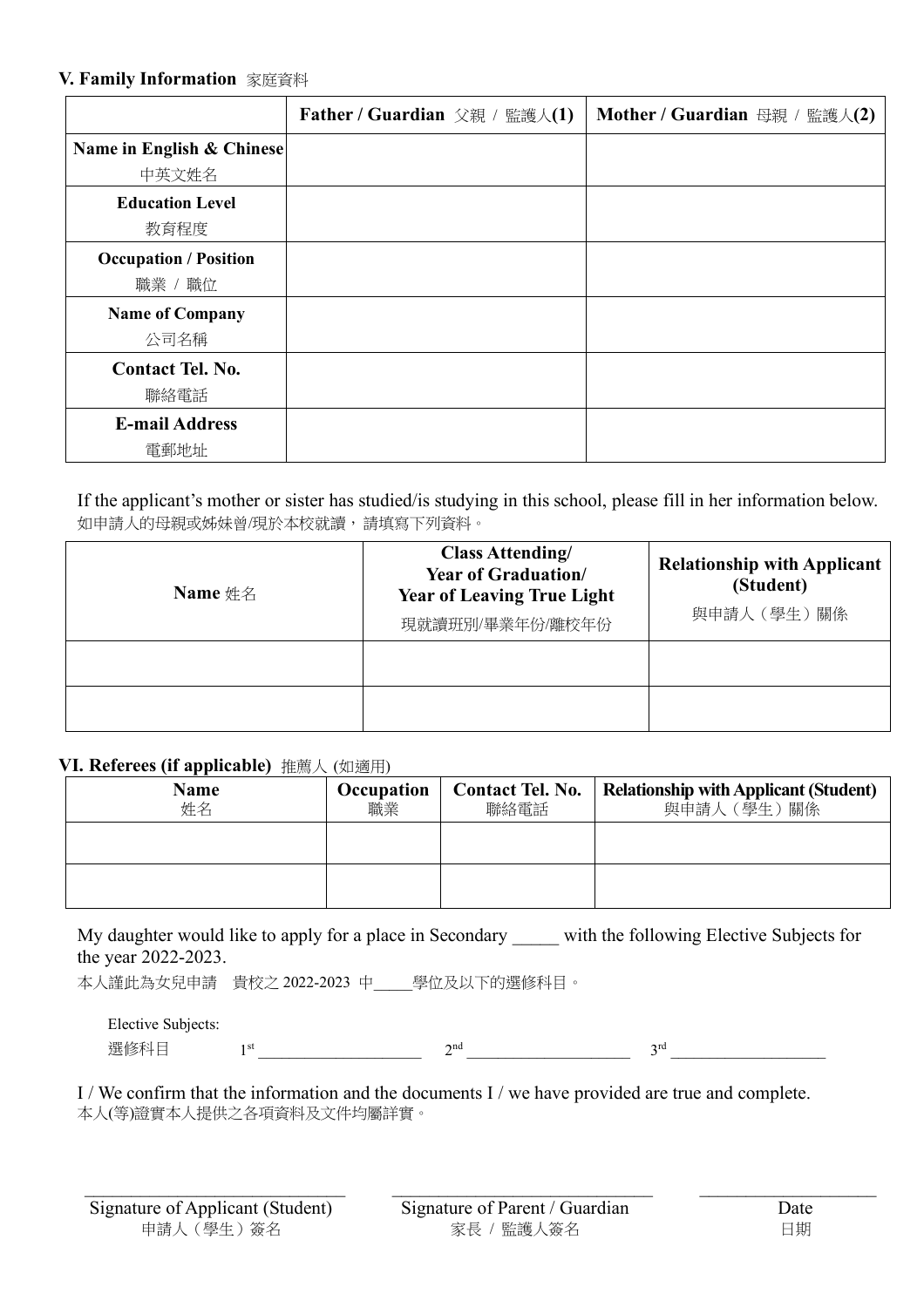### V. Family Information 家庭資料

| | Father / Guardian 父親 / 監護人(1) | Mother / Guardian 母親 / 監護人(2) |
|---|---|---|
| **Name in English & Chinese** 中英文姓名 | | |
| **Education Level** 教育程度 | | |
| **Occupation / Position** 職業 / 職位 | | |
| **Name of Company** 公司名稱 | | |
| **Contact Tel. No.** 聯絡電話 | | |
| **E-mail Address** 電郵地址 | | |

If the applicant's mother or sister has studied/is studying in this school, please fill in her information below.
如申請人的母親或姊妹曾/現於本校就讀，請填寫下列資料。

| **Name** 姓名 | **Class Attending/ Year of Graduation/ Year of Leaving True Light** 現就讀班別/畢業年份/離校年份 | **Relationship with Applicant (Student)** 與申請人（學生）關係 |
|---|---|---|
| | | |
| | | |

### VI. Referees (if applicable) 推薦人 (如適用)

| **Name** 姓名 | **Occupation** 職業 | **Contact Tel. No.** 聯絡電話 | **Relationship with Applicant (Student)** 與申請人（學生）關係 |
|---|---|---|---|
| | | | |
| | | | |

My daughter would like to apply for a place in Secondary _____ with the following Elective Subjects for the year 2022-2023.
本人謹此為女兒申請　貴校之 2022-2023 中_____學位及以下的選修科目。

Elective Subjects:
選修科目　　1st ____________________　　2nd ____________________　　3rd ____________________

I / We confirm that the information and the documents I / we have provided are true and complete.
本人(等)證實本人提供之各項資料及文件均屬詳實。

_______________________________　　_______________________________　　_____________________
Signature of Applicant (Student)　　Signature of Parent / Guardian　　Date
申請人（學生）簽名　　家長 / 監護人簽名　　日期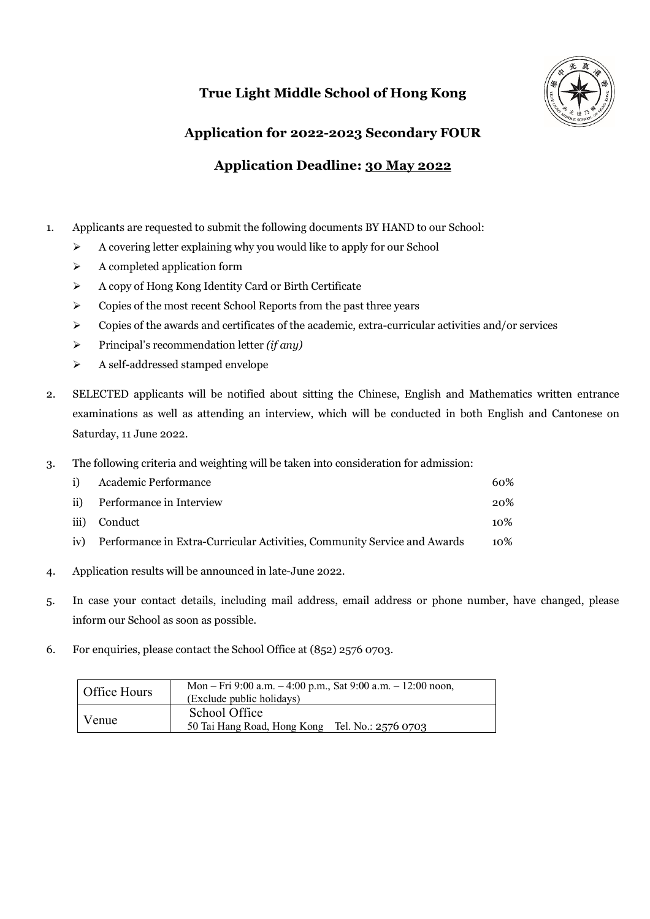# True Light Middle School of Hong Kong

## Application for 2022-2023 Secondary FOUR

## Application Deadline: <u>30 May 2022</u>

1. Applicants are requested to submit the following documents BY HAND to our School:
   - A covering letter explaining why you would like to apply for our School
   - A completed application form
   - A copy of Hong Kong Identity Card or Birth Certificate
   - Copies of the most recent School Reports from the past three years
   - Copies of the awards and certificates of the academic, extra-curricular activities and/or services
   - Principal's recommendation letter *(if any)*
   - A self-addressed stamped envelope

2. SELECTED applicants will be notified about sitting the Chinese, English and Mathematics written entrance examinations as well as attending an interview, which will be conducted in both English and Cantonese on Saturday, 11 June 2022.

3. The following criteria and weighting will be taken into consideration for admission:

| | Criteria | Weighting |
|---|---|---|
| i) | Academic Performance | 60% |
| ii) | Performance in Interview | 20% |
| iii) | Conduct | 10% |
| iv) | Performance in Extra-Curricular Activities, Community Service and Awards | 10% |

4. Application results will be announced in late-June 2022.

5. In case your contact details, including mail address, email address or phone number, have changed, please inform our School as soon as possible.

6. For enquiries, please contact the School Office at (852) 2576 0703.

| Office Hours | Mon – Fri 9:00 a.m. – 4:00 p.m., Sat 9:00 a.m. – 12:00 noon, (Exclude public holidays) |
|---|---|
| Venue | School Office<br>50 Tai Hang Road, Hong Kong Tel. No.: 2576 0703 |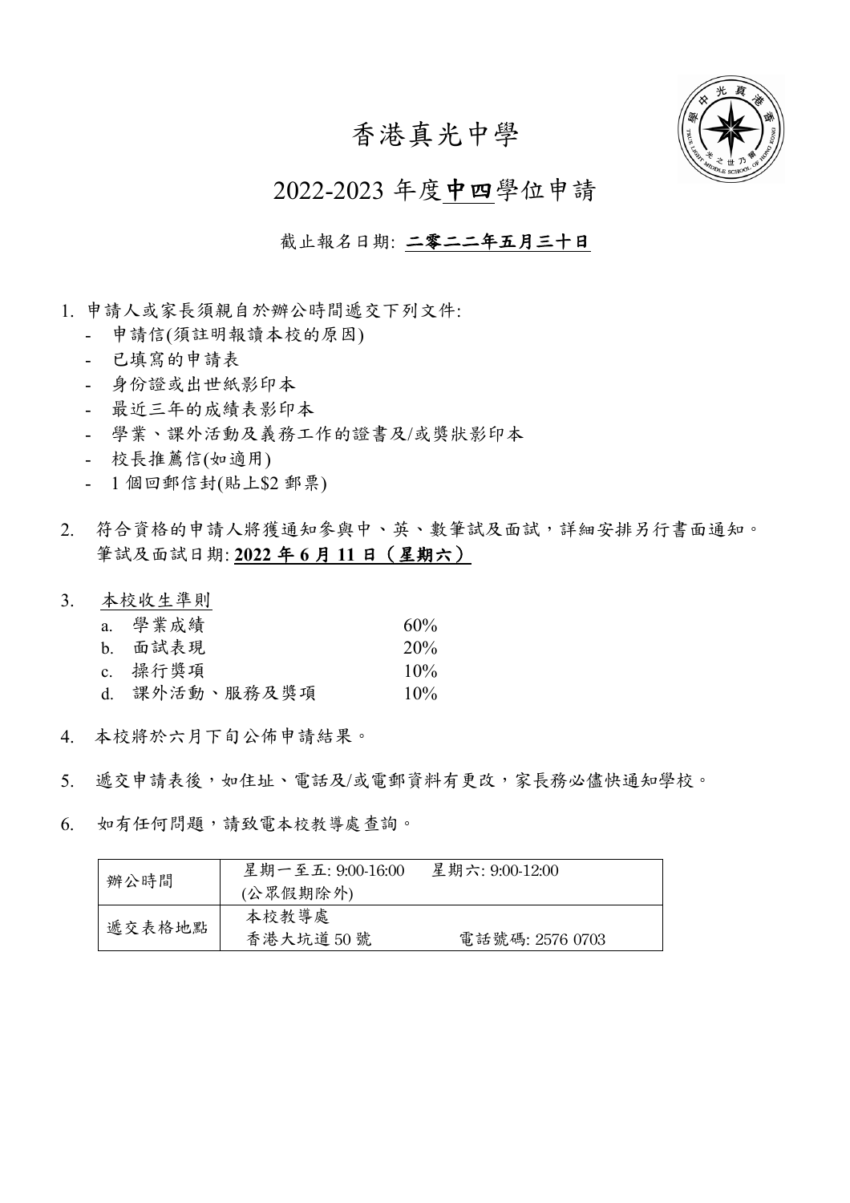# 香港真光中學

## 2022-2023 年度**中四**學位申請

截止報名日期: **二零二二年五月三十日**

1. 申請人或家長須親自於辦公時間遞交下列文件:
   - 申請信(須註明報讀本校的原因)
   - 已填寫的申請表
   - 身份證或出世紙影印本
   - 最近三年的成績表影印本
   - 學業、課外活動及義務工作的證書及/或獎狀影印本
   - 校長推薦信(如適用)
   - 1 個回郵信封(貼上$2 郵票)

2. 符合資格的申請人將獲通知參與中、英、數筆試及面試，詳細安排另行書面通知。
   筆試及面試日期: **2022 年 6 月 11 日（星期六）**

3. 本校收生準則

| | | |
|---|---|---|
| a. | 學業成績 | 60% |
| b. | 面試表現 | 20% |
| c. | 操行獎項 | 10% |
| d. | 課外活動、服務及獎項 | 10% |

4. 本校將於六月下旬公佈申請結果。

5. 遞交申請表後，如住址、電話及/或電郵資料有更改，家長務必儘快通知學校。

6. 如有任何問題，請致電本校教導處查詢。

| | |
|---|---|
| 辦公時間 | 星期一至五: 9:00-16:00　星期六: 9:00-12:00<br>(公眾假期除外) |
| 遞交表格地點 | 本校教導處<br>香港大坑道 50 號　電話號碼: 2576 0703 |